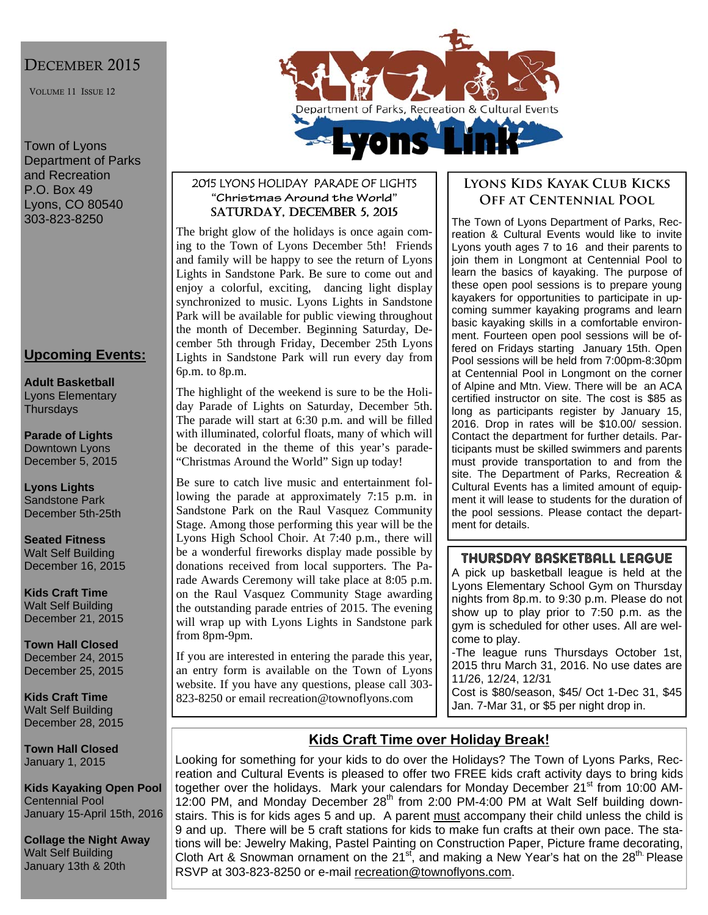# Lyons Link

Department of Parks, Recreation & Cultural Events

DECEMBER 2015

VOLUME 11 ISSUE 12

Town of Lyons
Department of Parks and Recreation
P.O. Box 49
Lyons, CO 80540
303-823-8250

## Upcoming Events:

**Adult Basketball**
Lyons Elementary
Thursdays

**Parade of Lights**
Downtown Lyons
December 5, 2015

**Lyons Lights**
Sandstone Park
December 5th-25th

**Seated Fitness**
Walt Self Building
December 16, 2015

**Kids Craft Time**
Walt Self Building
December 21, 2015

**Town Hall Closed**
December 24, 2015
December 25, 2015

**Kids Craft Time**
Walt Self Building
December 28, 2015

**Town Hall Closed**
January 1, 2015

**Kids Kayaking Open Pool**
Centennial Pool
January 15-April 15th, 2016

**Collage the Night Away**
Walt Self Building
January 13th & 20th

## 2015 LYONS HOLIDAY PARADE OF LIGHTS
### "Christmas Around the World"
### SATURDAY, DECEMBER 5, 2015

The bright glow of the holidays is once again coming to the Town of Lyons December 5th! Friends and family will be happy to see the return of Lyons Lights in Sandstone Park. Be sure to come out and enjoy a colorful, exciting, dancing light display synchronized to music. Lyons Lights in Sandstone Park will be available for public viewing throughout the month of December. Beginning Saturday, December 5th through Friday, December 25th Lyons Lights in Sandstone Park will run every day from 6p.m. to 8p.m.

The highlight of the weekend is sure to be the Holiday Parade of Lights on Saturday, December 5th. The parade will start at 6:30 p.m. and will be filled with illuminated, colorful floats, many of which will be decorated in the theme of this year's parade- "Christmas Around the World" Sign up today!

Be sure to catch live music and entertainment following the parade at approximately 7:15 p.m. in Sandstone Park on the Raul Vasquez Community Stage. Among those performing this year will be the Lyons High School Choir. At 7:40 p.m., there will be a wonderful fireworks display made possible by donations received from local supporters. The Parade Awards Ceremony will take place at 8:05 p.m. on the Raul Vasquez Community Stage awarding the outstanding parade entries of 2015. The evening will wrap up with Lyons Lights in Sandstone park from 8pm-9pm.

If you are interested in entering the parade this year, an entry form is available on the Town of Lyons website. If you have any questions, please call 303-823-8250 or email recreation@townoflyons.com

## LYONS KIDS KAYAK CLUB KICKS OFF AT CENTENNIAL POOL

The Town of Lyons Department of Parks, Recreation & Cultural Events would like to invite Lyons youth ages 7 to 16 and their parents to join them in Longmont at Centennial Pool to learn the basics of kayaking. The purpose of these open pool sessions is to prepare young kayakers for opportunities to participate in upcoming summer kayaking programs and learn basic kayaking skills in a comfortable environment. Fourteen open pool sessions will be offered on Fridays starting January 15th. Open Pool sessions will be held from 7:00pm-8:30pm at Centennial Pool in Longmont on the corner of Alpine and Mtn. View. There will be an ACA certified instructor on site. The cost is $85 as long as participants register by January 15, 2016. Drop in rates will be $10.00/ session. Contact the department for further details. Participants must be skilled swimmers and parents must provide transportation to and from the site. The Department of Parks, Recreation & Cultural Events has a limited amount of equipment it will lease to students for the duration of the pool sessions. Please contact the department for details.

## THURSDAY BASKETBALL LEAGUE

A pick up basketball league is held at the Lyons Elementary School Gym on Thursday nights from 8p.m. to 9:30 p.m. Please do not show up to play prior to 7:50 p.m. as the gym is scheduled for other uses. All are welcome to play.

-The league runs Thursdays October 1st, 2015 thru March 31, 2016. No use dates are 11/26, 12/24, 12/31

Cost is $80/season, $45/ Oct 1-Dec 31, $45 Jan. 7-Mar 31, or $5 per night drop in.

## Kids Craft Time over Holiday Break!

Looking for something for your kids to do over the Holidays? The Town of Lyons Parks, Recreation and Cultural Events is pleased to offer two FREE kids craft activity days to bring kids together over the holidays. Mark your calendars for Monday December 21st from 10:00 AM-12:00 PM, and Monday December 28th from 2:00 PM-4:00 PM at Walt Self building downstairs. This is for kids ages 5 and up. A parent must accompany their child unless the child is 9 and up. There will be 5 craft stations for kids to make fun crafts at their own pace. The stations will be: Jewelry Making, Pastel Painting on Construction Paper, Picture frame decorating, Cloth Art & Snowman ornament on the 21st, and making a New Year's hat on the 28th. Please RSVP at 303-823-8250 or e-mail recreation@townoflyons.com.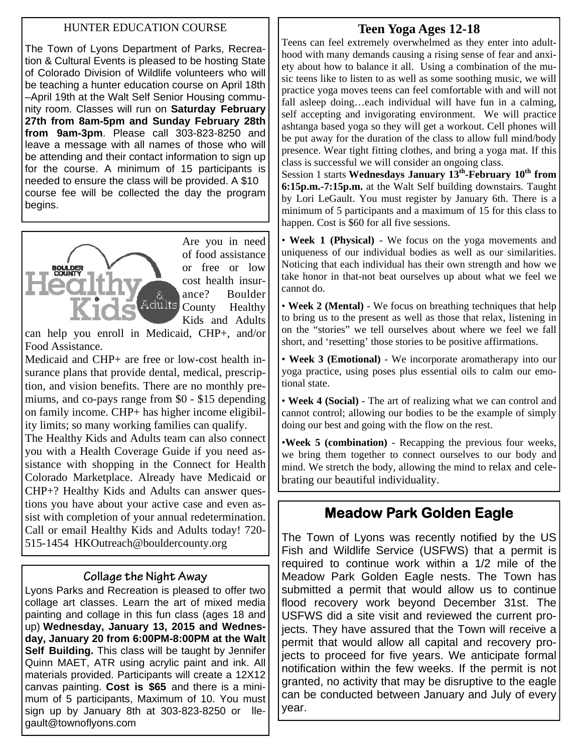## HUNTER EDUCATION COURSE

The Town of Lyons Department of Parks, Recreation & Cultural Events is pleased to be hosting State of Colorado Division of Wildlife volunteers who will be teaching a hunter education course on April 18th –April 19th at the Walt Self Senior Housing community room. Classes will run on **Saturday February 27th from 8am-5pm and Sunday February 28th from 9am-3pm**. Please call 303-823-8250 and leave a message with all names of those who will be attending and their contact information to sign up for the course. A minimum of 15 participants is needed to ensure the class will be provided. A $10 course fee will be collected the day the program begins.

Boulder County Healthy Kids & Adults

Are you in need of food assistance or free or low cost health insurance? Boulder County Healthy Kids and Adults can help you enroll in Medicaid, CHP+, and/or Food Assistance.

Medicaid and CHP+ are free or low-cost health insurance plans that provide dental, medical, prescription, and vision benefits. There are no monthly premiums, and co-pays range from $0 - $15 depending on family income. CHP+ has higher income eligibility limits; so many working families can qualify.

The Healthy Kids and Adults team can also connect you with a Health Coverage Guide if you need assistance with shopping in the Connect for Health Colorado Marketplace. Already have Medicaid or CHP+? Healthy Kids and Adults can answer questions you have about your active case and even assist with completion of your annual redetermination. Call or email Healthy Kids and Adults today! 720-515-1454 HKOutreach@bouldercounty.org

## Collage the Night Away

Lyons Parks and Recreation is pleased to offer two collage art classes. Learn the art of mixed media painting and collage in this fun class (ages 18 and up) **Wednesday, January 13, 2015 and Wednesday, January 20 from 6:00PM-8:00PM at the Walt Self Building.** This class will be taught by Jennifer Quinn MAET, ATR using acrylic paint and ink. All materials provided. Participants will create a 12X12 canvas painting. **Cost is $65** and there is a minimum of 5 participants, Maximum of 10. You must sign up by January 8th at 303-823-8250 or llegault@townoflyons.com

## Teen Yoga Ages 12-18

Teens can feel extremely overwhelmed as they enter into adulthood with many demands causing a rising sense of fear and anxiety about how to balance it all. Using a combination of the music teens like to listen to as well as some soothing music, we will practice yoga moves teens can feel comfortable with and will not fall asleep doing…each individual will have fun in a calming, self accepting and invigorating environment. We will practice ashtanga based yoga so they will get a workout. Cell phones will be put away for the duration of the class to allow full mind/body presence. Wear tight fitting clothes, and bring a yoga mat. If this class is successful we will consider an ongoing class.

Session 1 starts **Wednesdays January 13th-February 10th from 6:15p.m.-7:15p.m.** at the Walt Self building downstairs. Taught by Lori LeGault. You must register by January 6th. There is a minimum of 5 participants and a maximum of 15 for this class to happen. Cost is $60 for all five sessions.

- **Week 1 (Physical)** - We focus on the yoga movements and uniqueness of our individual bodies as well as our similarities. Noticing that each individual has their own strength and how we take honor in that-not beat ourselves up about what we feel we cannot do.
- **Week 2 (Mental)** - We focus on breathing techniques that help to bring us to the present as well as those that relax, listening in on the "stories" we tell ourselves about where we feel we fall short, and 'resetting' those stories to be positive affirmations.
- **Week 3 (Emotional)** - We incorporate aromatherapy into our yoga practice, using poses plus essential oils to calm our emotional state.
- **Week 4 (Social)** - The art of realizing what we can control and cannot control; allowing our bodies to be the example of simply doing our best and going with the flow on the rest.
- **Week 5 (combination)** - Recapping the previous four weeks, we bring them together to connect ourselves to our body and mind. We stretch the body, allowing the mind to relax and celebrating our beautiful individuality.

## Meadow Park Golden Eagle

The Town of Lyons was recently notified by the US Fish and Wildlife Service (USFWS) that a permit is required to continue work within a 1/2 mile of the Meadow Park Golden Eagle nests. The Town has submitted a permit that would allow us to continue flood recovery work beyond December 31st. The USFWS did a site visit and reviewed the current projects. They have assured that the Town will receive a permit that would allow all capital and recovery projects to proceed for five years. We anticipate formal notification within the few weeks. If the permit is not granted, no activity that may be disruptive to the eagle can be conducted between January and July of every year.